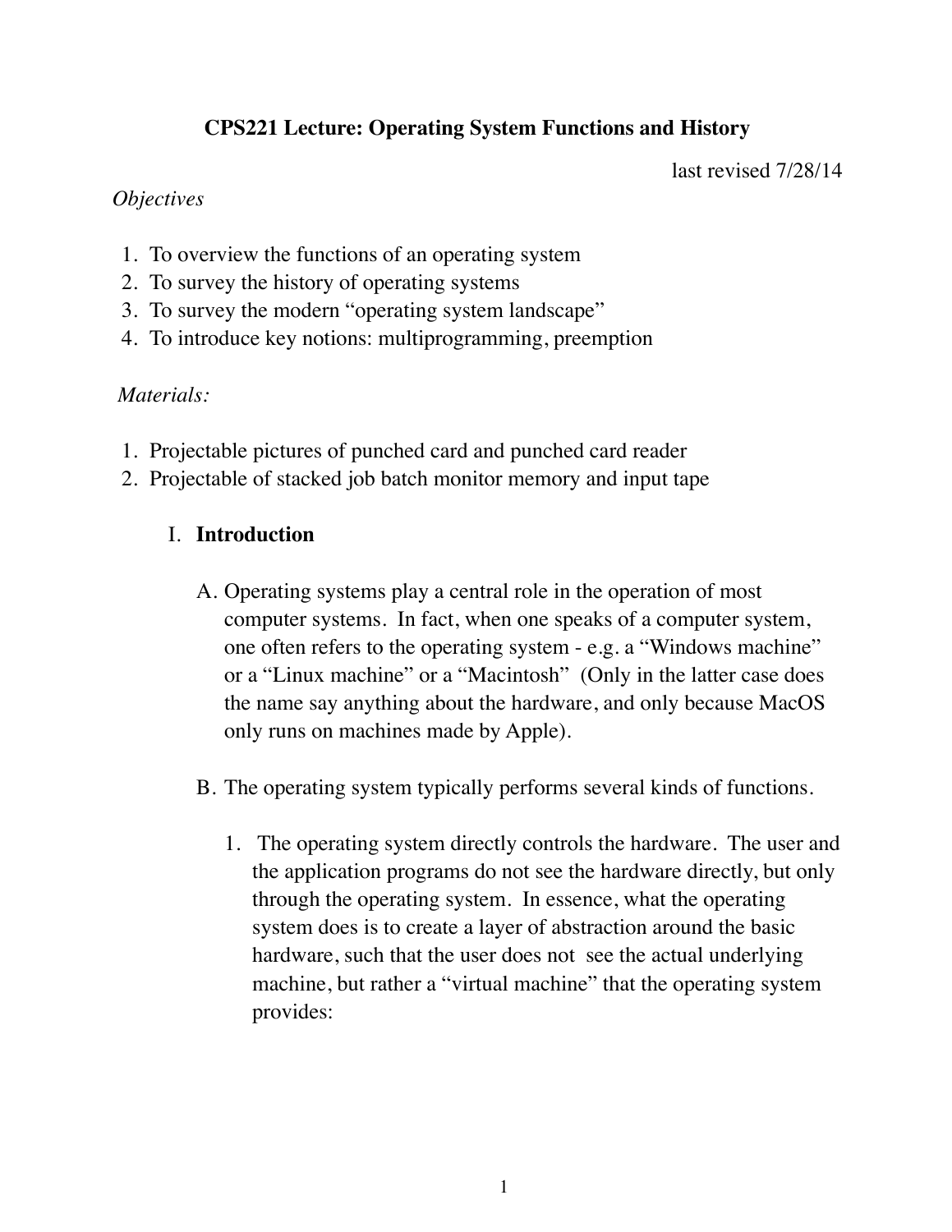# CPS221 Lecture: Operating System Functions and History

last revised 7/28/14

*Objectives*

1. To overview the functions of an operating system
2. To survey the history of operating systems
3. To survey the modern "operating system landscape"
4. To introduce key notions: multiprogramming, preemption

*Materials:*

1. Projectable pictures of punched card and punched card reader
2. Projectable of stacked job batch monitor memory and input tape

## I. Introduction

A. Operating systems play a central role in the operation of most computer systems. In fact, when one speaks of a computer system, one often refers to the operating system - e.g. a "Windows machine" or a "Linux machine" or a "Macintosh" (Only in the latter case does the name say anything about the hardware, and only because MacOS only runs on machines made by Apple).

B. The operating system typically performs several kinds of functions.

1. The operating system directly controls the hardware. The user and the application programs do not see the hardware directly, but only through the operating system. In essence, what the operating system does is to create a layer of abstraction around the basic hardware, such that the user does not see the actual underlying machine, but rather a "virtual machine" that the operating system provides: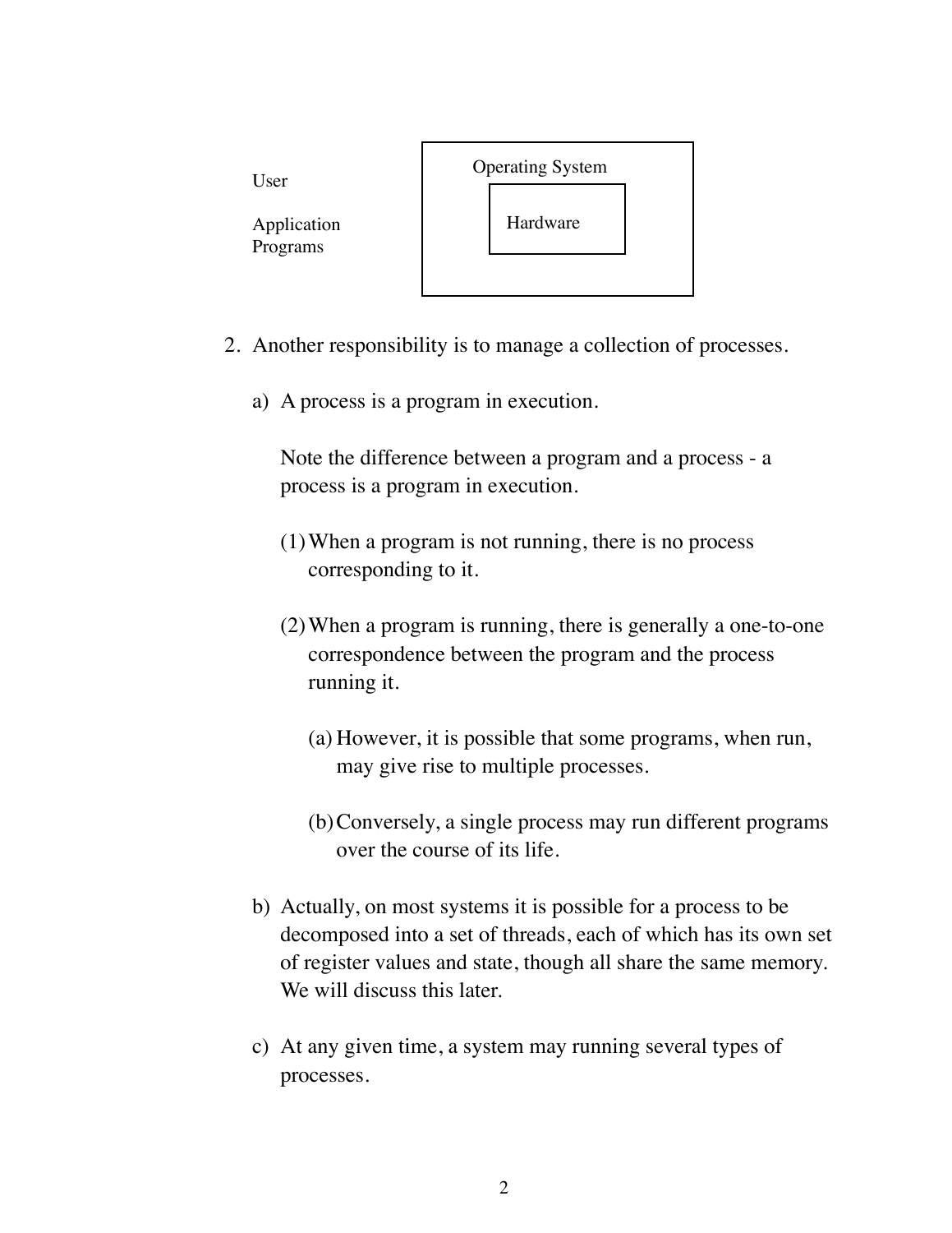User

Application
Programs

Operating System

Hardware

2. Another responsibility is to manage a collection of processes.

   a) A process is a program in execution.

      Note the difference between a program and a process - a process is a program in execution.

      (1) When a program is not running, there is no process corresponding to it.

      (2) When a program is running, there is generally a one-to-one correspondence between the program and the process running it.

         (a) However, it is possible that some programs, when run, may give rise to multiple processes.

         (b) Conversely, a single process may run different programs over the course of its life.

   b) Actually, on most systems it is possible for a process to be decomposed into a set of threads, each of which has its own set of register values and state, though all share the same memory. We will discuss this later.

   c) At any given time, a system may running several types of processes.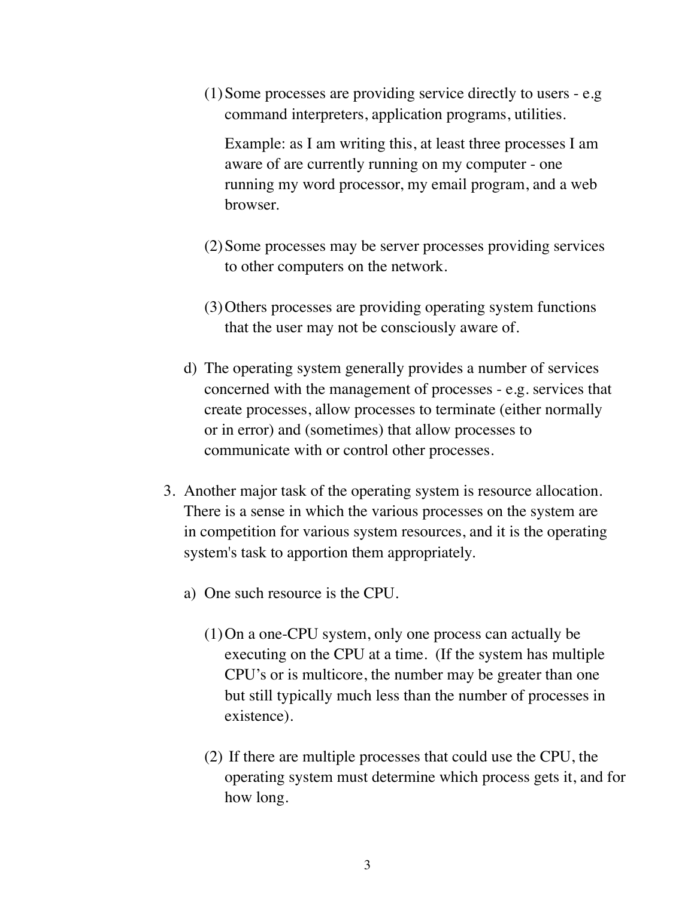(1) Some processes are providing service directly to users - e.g command interpreters, application programs, utilities.

    Example: as I am writing this, at least three processes I am aware of are currently running on my computer - one running my word processor, my email program, and a web browser.

(2) Some processes may be server processes providing services to other computers on the network.

(3) Others processes are providing operating system functions that the user may not be consciously aware of.

d) The operating system generally provides a number of services concerned with the management of processes - e.g. services that create processes, allow processes to terminate (either normally or in error) and (sometimes) that allow processes to communicate with or control other processes.

3. Another major task of the operating system is resource allocation. There is a sense in which the various processes on the system are in competition for various system resources, and it is the operating system's task to apportion them appropriately.

   a) One such resource is the CPU.

      (1) On a one-CPU system, only one process can actually be executing on the CPU at a time. (If the system has multiple CPU's or is multicore, the number may be greater than one but still typically much less than the number of processes in existence).

      (2) If there are multiple processes that could use the CPU, the operating system must determine which process gets it, and for how long.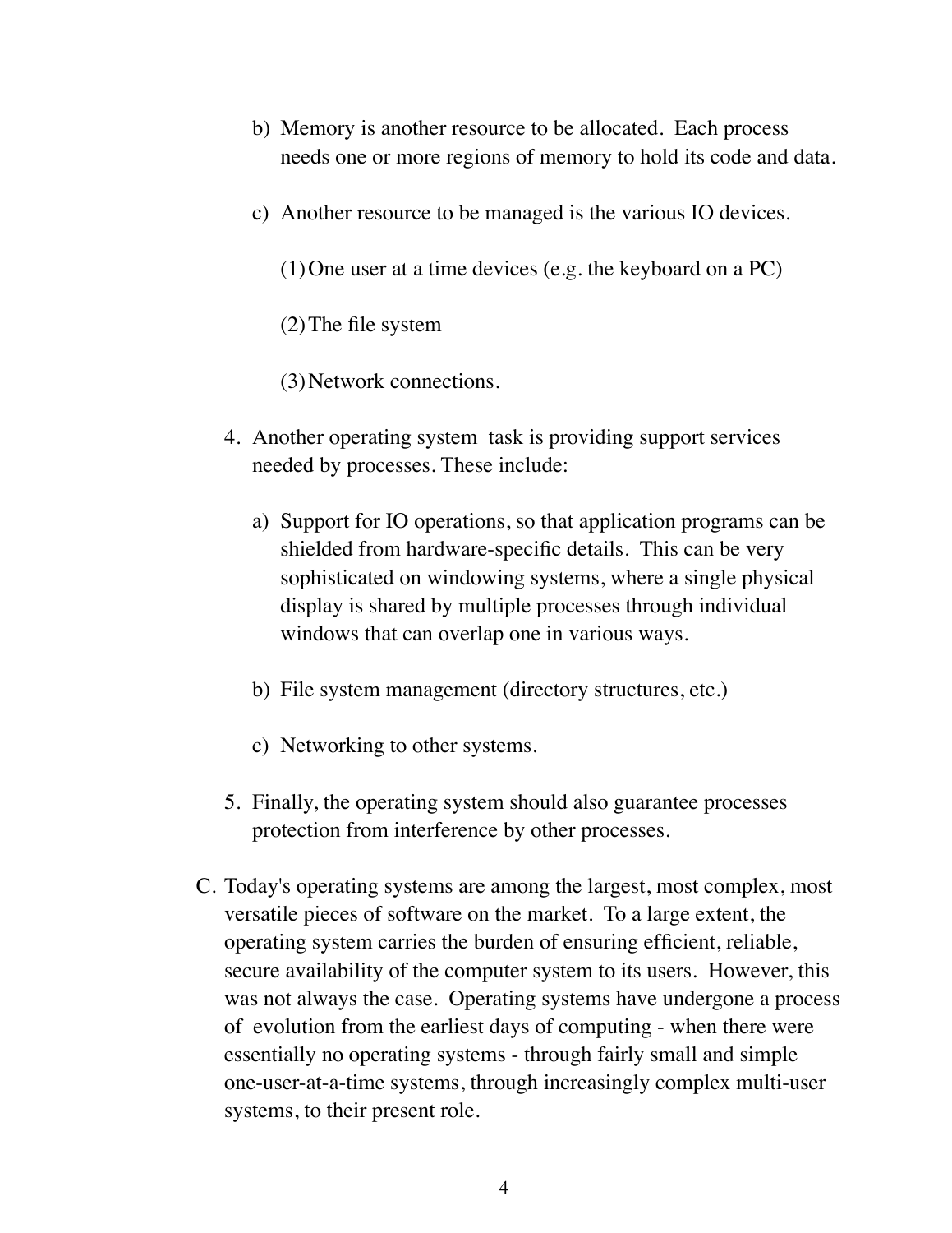b) Memory is another resource to be allocated. Each process needs one or more regions of memory to hold its code and data.

c) Another resource to be managed is the various IO devices.

(1) One user at a time devices (e.g. the keyboard on a PC)

(2) The file system

(3) Network connections.

4. Another operating system task is providing support services needed by processes. These include:

a) Support for IO operations, so that application programs can be shielded from hardware-specific details. This can be very sophisticated on windowing systems, where a single physical display is shared by multiple processes through individual windows that can overlap one in various ways.

b) File system management (directory structures, etc.)

c) Networking to other systems.

5. Finally, the operating system should also guarantee processes protection from interference by other processes.

C. Today's operating systems are among the largest, most complex, most versatile pieces of software on the market. To a large extent, the operating system carries the burden of ensuring efficient, reliable, secure availability of the computer system to its users. However, this was not always the case. Operating systems have undergone a process of evolution from the earliest days of computing - when there were essentially no operating systems - through fairly small and simple one-user-at-a-time systems, through increasingly complex multi-user systems, to their present role.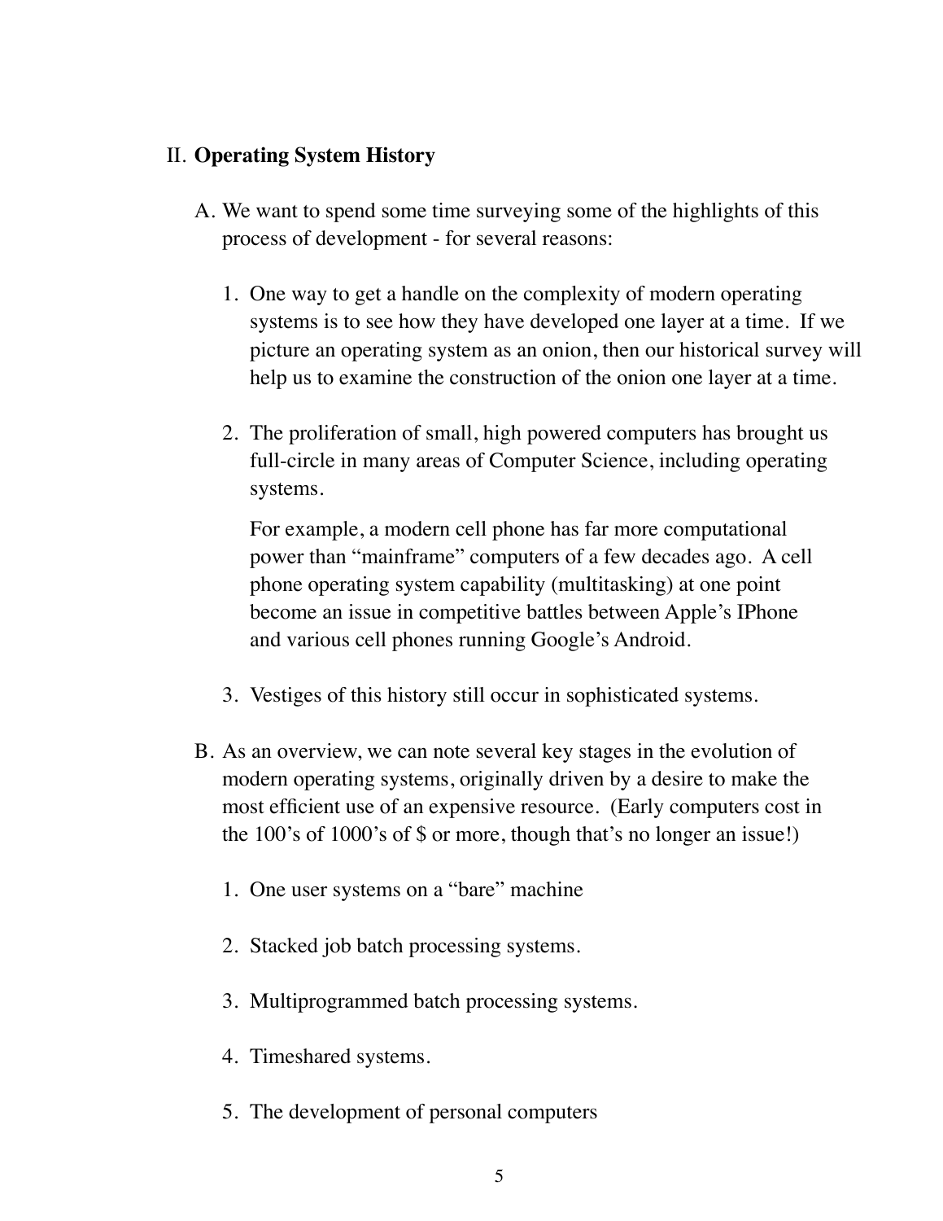II. **Operating System History**

A. We want to spend some time surveying some of the highlights of this process of development - for several reasons:

1. One way to get a handle on the complexity of modern operating systems is to see how they have developed one layer at a time. If we picture an operating system as an onion, then our historical survey will help us to examine the construction of the onion one layer at a time.

2. The proliferation of small, high powered computers has brought us full-circle in many areas of Computer Science, including operating systems.

   For example, a modern cell phone has far more computational power than "mainframe" computers of a few decades ago. A cell phone operating system capability (multitasking) at one point become an issue in competitive battles between Apple's IPhone and various cell phones running Google's Android.

3. Vestiges of this history still occur in sophisticated systems.

B. As an overview, we can note several key stages in the evolution of modern operating systems, originally driven by a desire to make the most efficient use of an expensive resource. (Early computers cost in the 100's of 1000's of $ or more, though that's no longer an issue!)

1. One user systems on a "bare" machine

2. Stacked job batch processing systems.

3. Multiprogrammed batch processing systems.

4. Timeshared systems.

5. The development of personal computers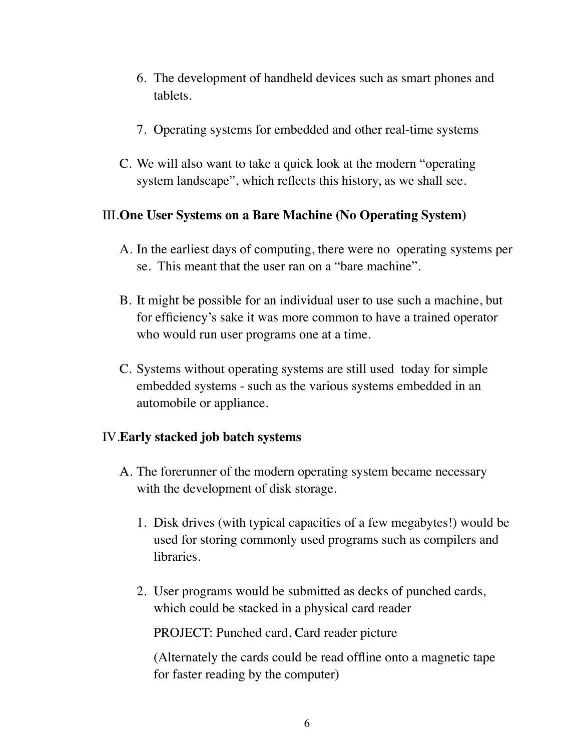6. The development of handheld devices such as smart phones and tablets.

7. Operating systems for embedded and other real-time systems

C. We will also want to take a quick look at the modern “operating system landscape”, which reflects this history, as we shall see.

## III. One User Systems on a Bare Machine (No Operating System)

A. In the earliest days of computing, there were no operating systems per se. This meant that the user ran on a “bare machine”.

B. It might be possible for an individual user to use such a machine, but for efficiency’s sake it was more common to have a trained operator who would run user programs one at a time.

C. Systems without operating systems are still used today for simple embedded systems - such as the various systems embedded in an automobile or appliance.

## IV. Early stacked job batch systems

A. The forerunner of the modern operating system became necessary with the development of disk storage.

   1. Disk drives (with typical capacities of a few megabytes!) would be used for storing commonly used programs such as compilers and libraries.

   2. User programs would be submitted as decks of punched cards, which could be stacked in a physical card reader

      PROJECT: Punched card, Card reader picture

      (Alternately the cards could be read offline onto a magnetic tape for faster reading by the computer)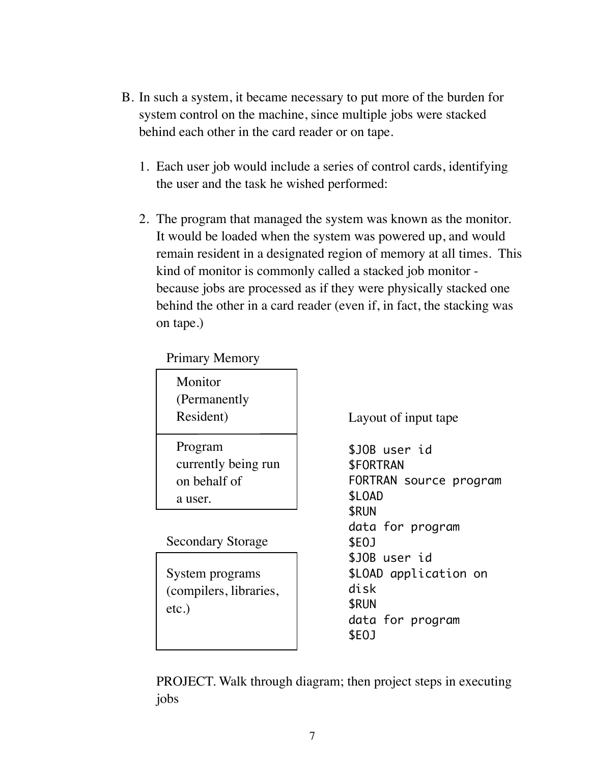B. In such a system, it became necessary to put more of the burden for system control on the machine, since multiple jobs were stacked behind each other in the card reader or on tape.

1. Each user job would include a series of control cards, identifying the user and the task he wished performed:

2. The program that managed the system was known as the monitor. It would be loaded when the system was powered up, and would remain resident in a designated region of memory at all times. This kind of monitor is commonly called a stacked job monitor - because jobs are processed as if they were physically stacked one behind the other in a card reader (even if, in fact, the stacking was on tape.)

Primary Memory

| Monitor (Permanently Resident) |
| --- |
| Program currently being run on behalf of a user. |

Secondary Storage

| System programs (compilers, libraries, etc.) |
| --- |

Layout of input tape

```
$JOB user id
$FORTRAN
FORTRAN source program
$LOAD
$RUN
data for program
$EOJ
$JOB user id
$LOAD application on
disk
$RUN
data for program
$EOJ
```

PROJECT. Walk through diagram; then project steps in executing jobs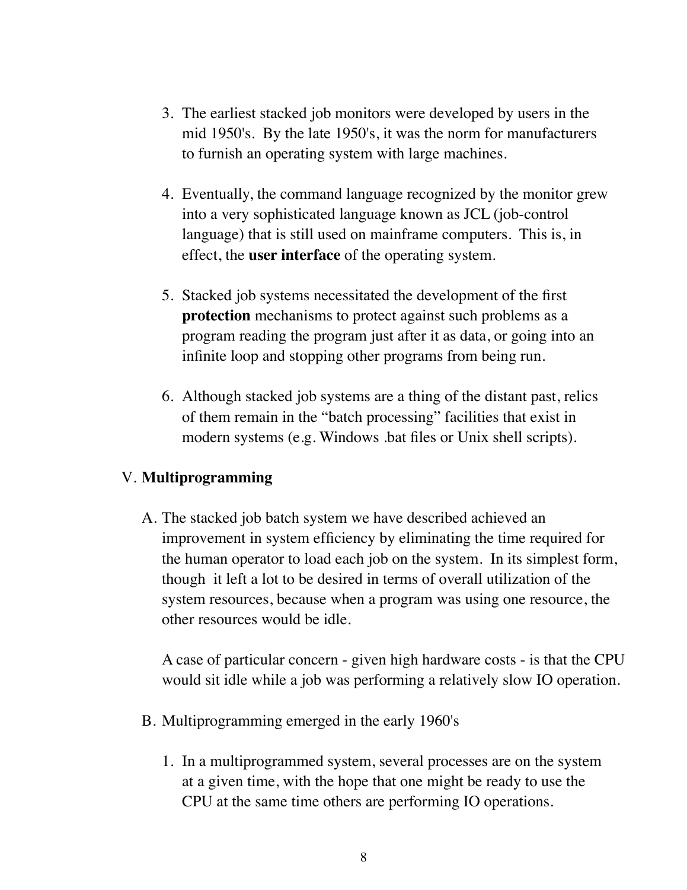3. The earliest stacked job monitors were developed by users in the mid 1950's. By the late 1950's, it was the norm for manufacturers to furnish an operating system with large machines.

4. Eventually, the command language recognized by the monitor grew into a very sophisticated language known as JCL (job-control language) that is still used on mainframe computers. This is, in effect, the **user interface** of the operating system.

5. Stacked job systems necessitated the development of the first **protection** mechanisms to protect against such problems as a program reading the program just after it as data, or going into an infinite loop and stopping other programs from being run.

6. Although stacked job systems are a thing of the distant past, relics of them remain in the "batch processing" facilities that exist in modern systems (e.g. Windows .bat files or Unix shell scripts).

## V. **Multiprogramming**

A. The stacked job batch system we have described achieved an improvement in system efficiency by eliminating the time required for the human operator to load each job on the system. In its simplest form, though it left a lot to be desired in terms of overall utilization of the system resources, because when a program was using one resource, the other resources would be idle.

   A case of particular concern - given high hardware costs - is that the CPU would sit idle while a job was performing a relatively slow IO operation.

B. Multiprogramming emerged in the early 1960's

   1. In a multiprogrammed system, several processes are on the system at a given time, with the hope that one might be ready to use the CPU at the same time others are performing IO operations.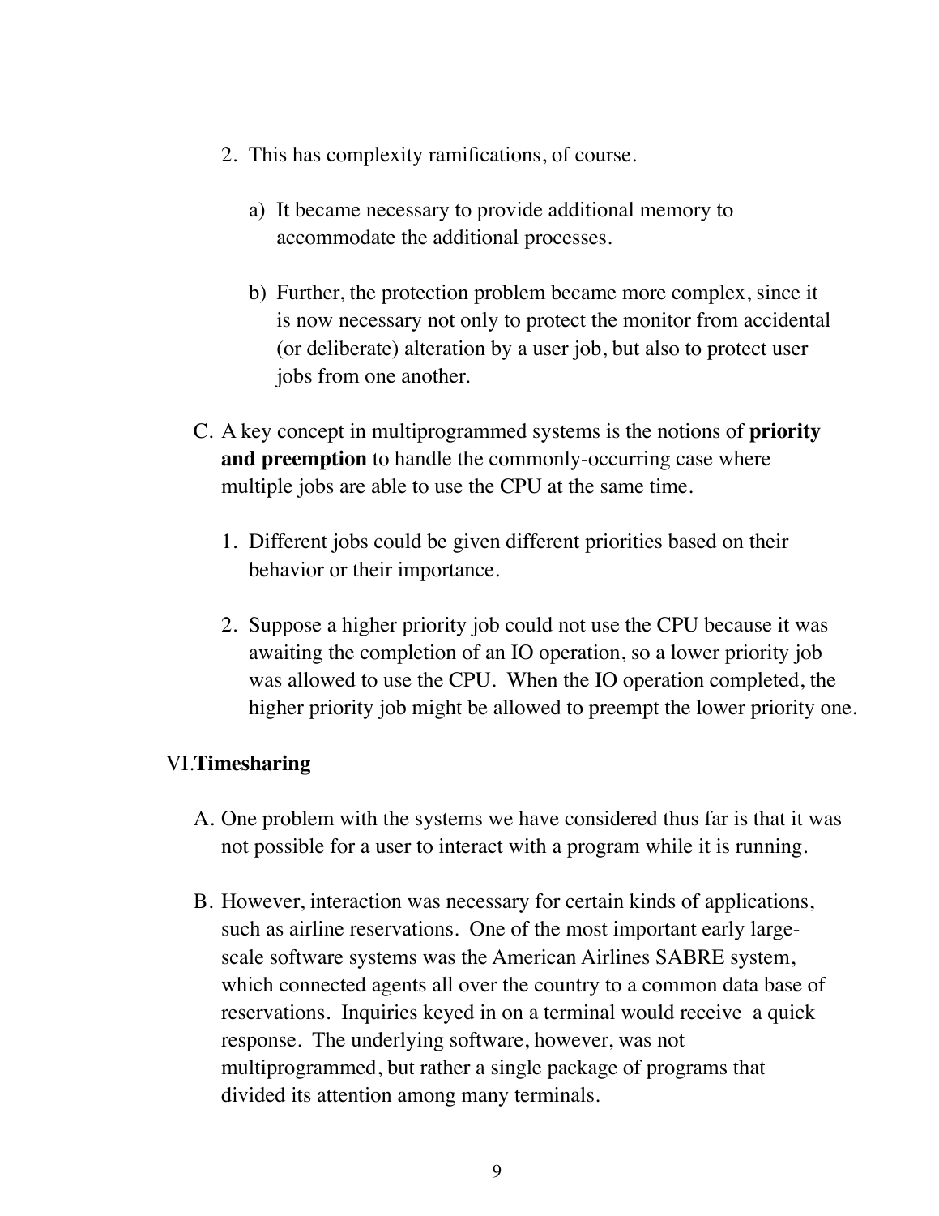2. This has complexity ramifications, of course.

    a) It became necessary to provide additional memory to accommodate the additional processes.

    b) Further, the protection problem became more complex, since it is now necessary not only to protect the monitor from accidental (or deliberate) alteration by a user job, but also to protect user jobs from one another.

C. A key concept in multiprogrammed systems is the notions of **priority and preemption** to handle the commonly-occurring case where multiple jobs are able to use the CPU at the same time.

1. Different jobs could be given different priorities based on their behavior or their importance.

2. Suppose a higher priority job could not use the CPU because it was awaiting the completion of an IO operation, so a lower priority job was allowed to use the CPU. When the IO operation completed, the higher priority job might be allowed to preempt the lower priority one.

VI. **Timesharing**

A. One problem with the systems we have considered thus far is that it was not possible for a user to interact with a program while it is running.

B. However, interaction was necessary for certain kinds of applications, such as airline reservations. One of the most important early large-scale software systems was the American Airlines SABRE system, which connected agents all over the country to a common data base of reservations. Inquiries keyed in on a terminal would receive a quick response. The underlying software, however, was not multiprogrammed, but rather a single package of programs that divided its attention among many terminals.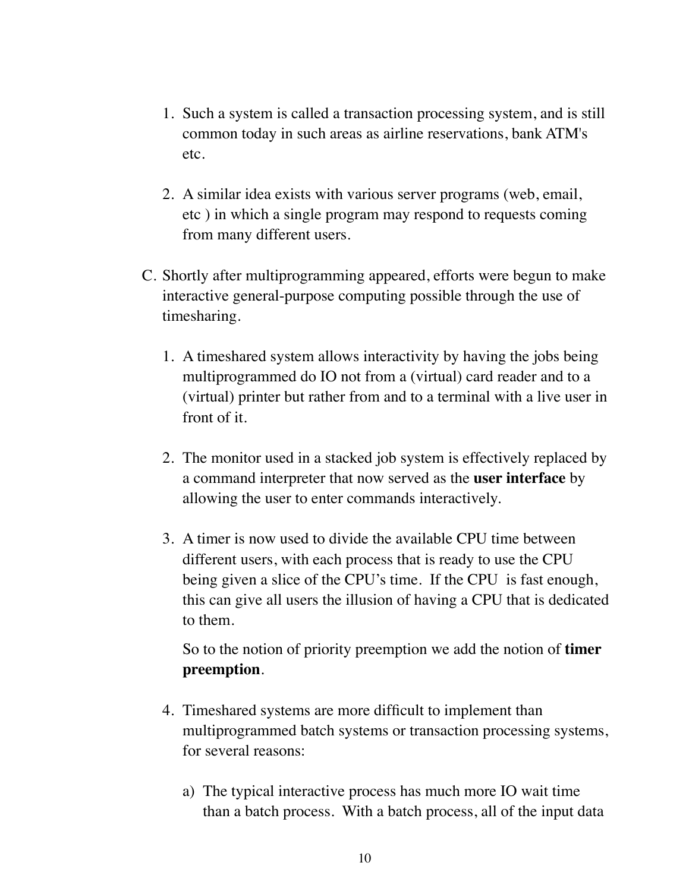1. Such a system is called a transaction processing system, and is still common today in such areas as airline reservations, bank ATM's etc.

2. A similar idea exists with various server programs (web, email, etc ) in which a single program may respond to requests coming from many different users.

C. Shortly after multiprogramming appeared, efforts were begun to make interactive general-purpose computing possible through the use of timesharing.

1. A timeshared system allows interactivity by having the jobs being multiprogrammed do IO not from a (virtual) card reader and to a (virtual) printer but rather from and to a terminal with a live user in front of it.

2. The monitor used in a stacked job system is effectively replaced by a command interpreter that now served as the **user interface** by allowing the user to enter commands interactively.

3. A timer is now used to divide the available CPU time between different users, with each process that is ready to use the CPU being given a slice of the CPU's time. If the CPU is fast enough, this can give all users the illusion of having a CPU that is dedicated to them.

   So to the notion of priority preemption we add the notion of **timer preemption**.

4. Timeshared systems are more difficult to implement than multiprogrammed batch systems or transaction processing systems, for several reasons:

   a) The typical interactive process has much more IO wait time than a batch process. With a batch process, all of the input data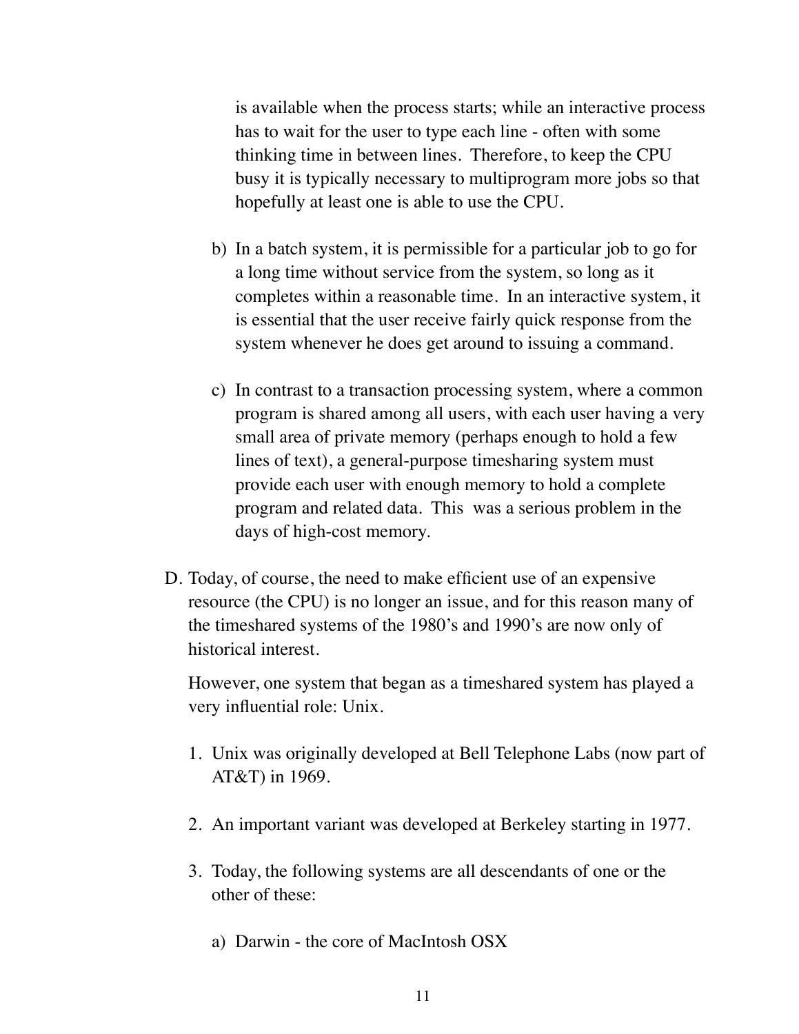is available when the process starts; while an interactive process has to wait for the user to type each line - often with some thinking time in between lines. Therefore, to keep the CPU busy it is typically necessary to multiprogram more jobs so that hopefully at least one is able to use the CPU.

b) In a batch system, it is permissible for a particular job to go for a long time without service from the system, so long as it completes within a reasonable time. In an interactive system, it is essential that the user receive fairly quick response from the system whenever he does get around to issuing a command.

c) In contrast to a transaction processing system, where a common program is shared among all users, with each user having a very small area of private memory (perhaps enough to hold a few lines of text), a general-purpose timesharing system must provide each user with enough memory to hold a complete program and related data. This was a serious problem in the days of high-cost memory.

D. Today, of course, the need to make efficient use of an expensive resource (the CPU) is no longer an issue, and for this reason many of the timeshared systems of the 1980's and 1990's are now only of historical interest.

However, one system that began as a timeshared system has played a very influential role: Unix.

1. Unix was originally developed at Bell Telephone Labs (now part of AT&T) in 1969.

2. An important variant was developed at Berkeley starting in 1977.

3. Today, the following systems are all descendants of one or the other of these:

    a) Darwin - the core of MacIntosh OSX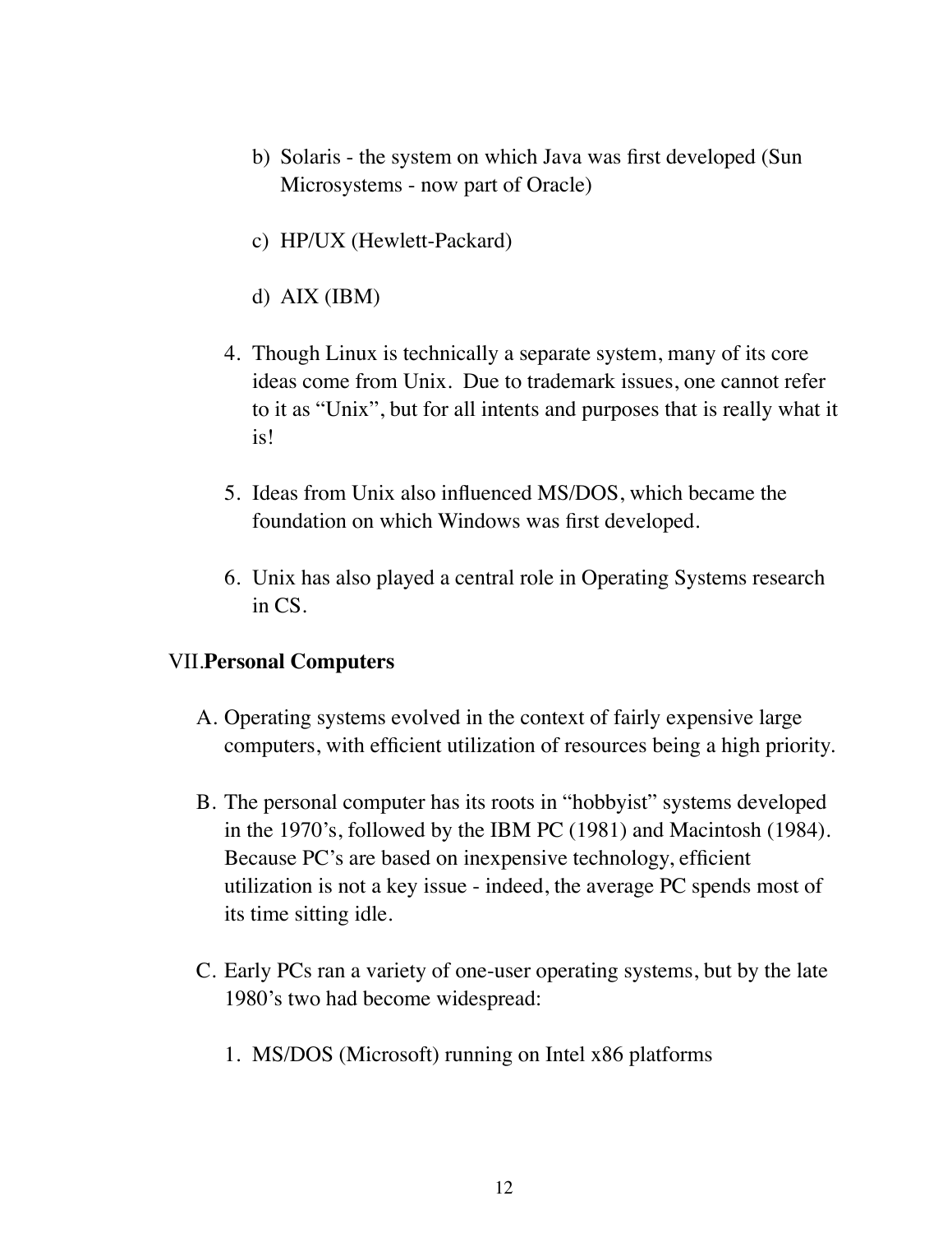b) Solaris - the system on which Java was first developed (Sun Microsystems - now part of Oracle)

c) HP/UX (Hewlett-Packard)

d) AIX (IBM)

4. Though Linux is technically a separate system, many of its core ideas come from Unix. Due to trademark issues, one cannot refer to it as "Unix", but for all intents and purposes that is really what it is!

5. Ideas from Unix also influenced MS/DOS, which became the foundation on which Windows was first developed.

6. Unix has also played a central role in Operating Systems research in CS.

## VII. **Personal Computers**

A. Operating systems evolved in the context of fairly expensive large computers, with efficient utilization of resources being a high priority.

B. The personal computer has its roots in "hobbyist" systems developed in the 1970's, followed by the IBM PC (1981) and Macintosh (1984). Because PC's are based on inexpensive technology, efficient utilization is not a key issue - indeed, the average PC spends most of its time sitting idle.

C. Early PCs ran a variety of one-user operating systems, but by the late 1980's two had become widespread:

1. MS/DOS (Microsoft) running on Intel x86 platforms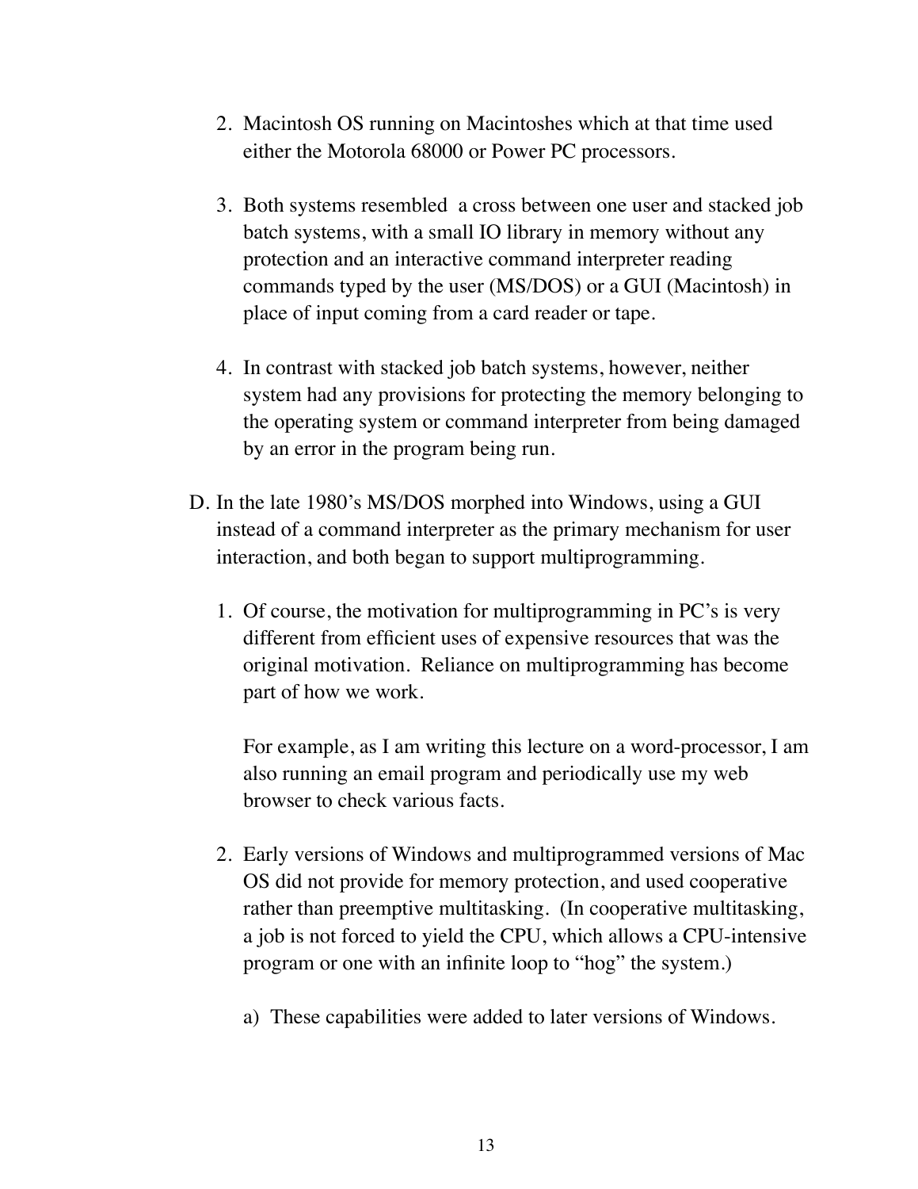2. Macintosh OS running on Macintoshes which at that time used either the Motorola 68000 or Power PC processors.

3. Both systems resembled a cross between one user and stacked job batch systems, with a small IO library in memory without any protection and an interactive command interpreter reading commands typed by the user (MS/DOS) or a GUI (Macintosh) in place of input coming from a card reader or tape.

4. In contrast with stacked job batch systems, however, neither system had any provisions for protecting the memory belonging to the operating system or command interpreter from being damaged by an error in the program being run.

D. In the late 1980's MS/DOS morphed into Windows, using a GUI instead of a command interpreter as the primary mechanism for user interaction, and both began to support multiprogramming.

   1. Of course, the motivation for multiprogramming in PC's is very different from efficient uses of expensive resources that was the original motivation. Reliance on multiprogramming has become part of how we work.

      For example, as I am writing this lecture on a word-processor, I am also running an email program and periodically use my web browser to check various facts.

   2. Early versions of Windows and multiprogrammed versions of Mac OS did not provide for memory protection, and used cooperative rather than preemptive multitasking. (In cooperative multitasking, a job is not forced to yield the CPU, which allows a CPU-intensive program or one with an infinite loop to "hog" the system.)

      a) These capabilities were added to later versions of Windows.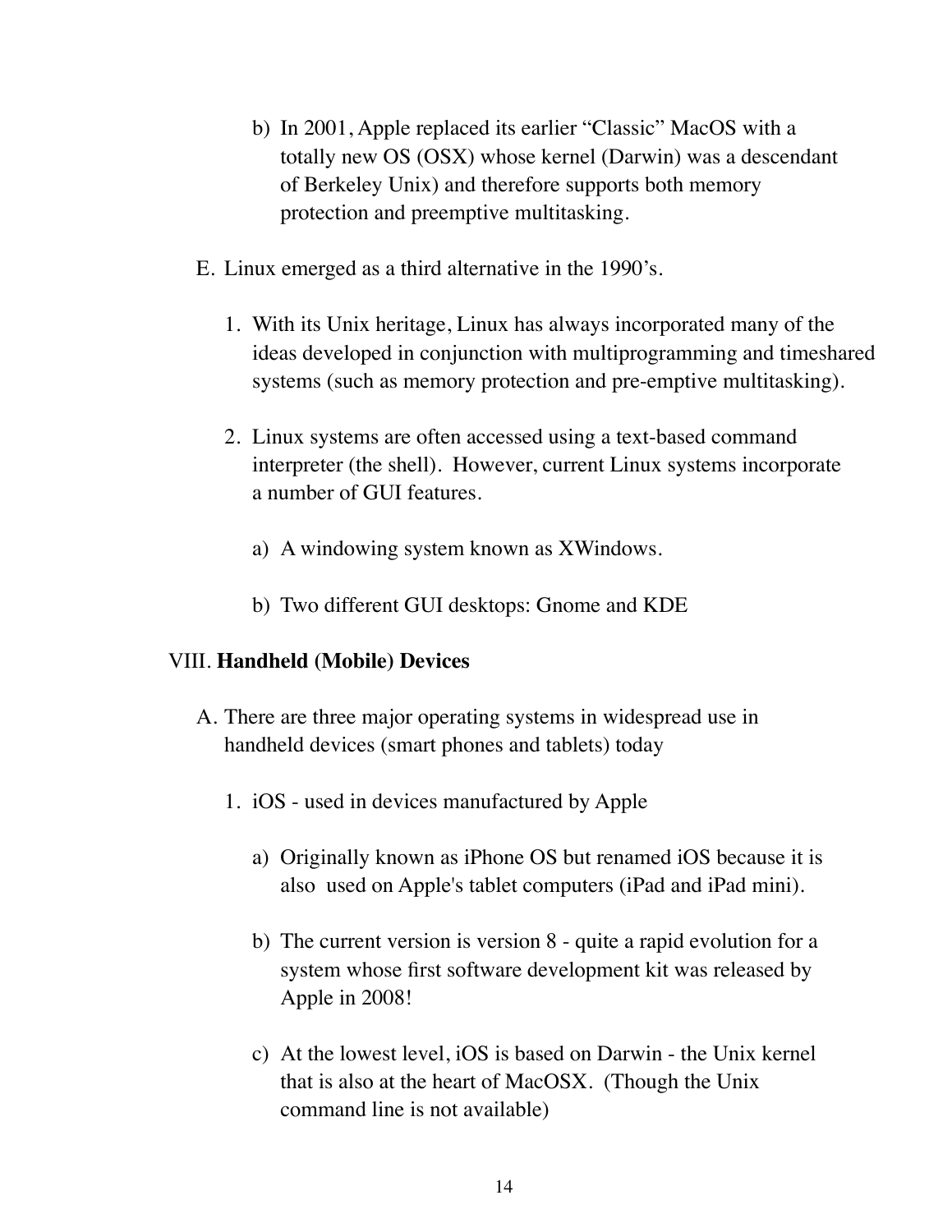b) In 2001, Apple replaced its earlier “Classic” MacOS with a totally new OS (OSX) whose kernel (Darwin) was a descendant of Berkeley Unix) and therefore supports both memory protection and preemptive multitasking.

E. Linux emerged as a third alternative in the 1990’s.

1. With its Unix heritage, Linux has always incorporated many of the ideas developed in conjunction with multiprogramming and timeshared systems (such as memory protection and pre-emptive multitasking).

2. Linux systems are often accessed using a text-based command interpreter (the shell). However, current Linux systems incorporate a number of GUI features.

a) A windowing system known as XWindows.

b) Two different GUI desktops: Gnome and KDE

VIII. **Handheld (Mobile) Devices**

A. There are three major operating systems in widespread use in handheld devices (smart phones and tablets) today

1. iOS - used in devices manufactured by Apple

a) Originally known as iPhone OS but renamed iOS because it is also used on Apple's tablet computers (iPad and iPad mini).

b) The current version is version 8 - quite a rapid evolution for a system whose first software development kit was released by Apple in 2008!

c) At the lowest level, iOS is based on Darwin - the Unix kernel that is also at the heart of MacOSX. (Though the Unix command line is not available)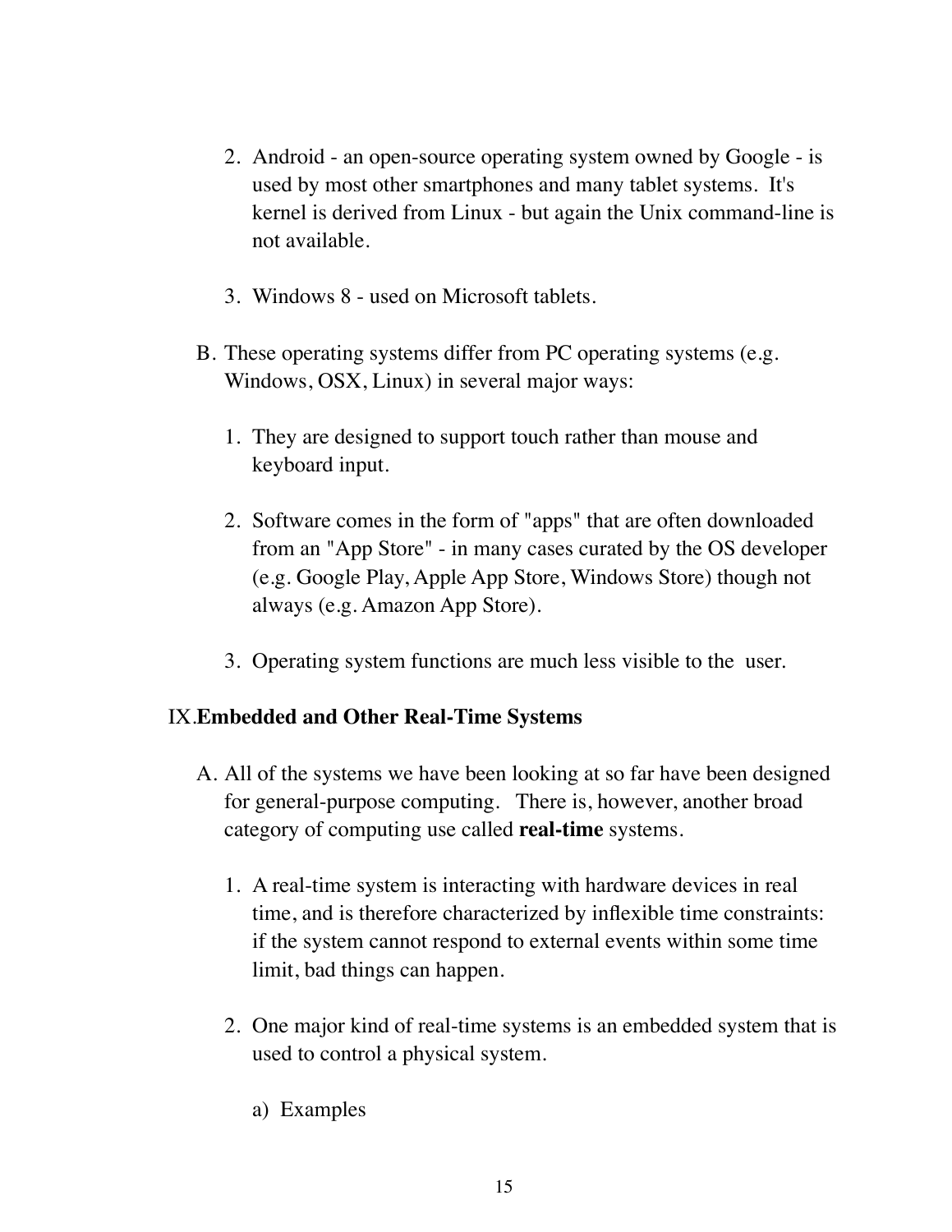2. Android - an open-source operating system owned by Google - is used by most other smartphones and many tablet systems. It's kernel is derived from Linux - but again the Unix command-line is not available.

3. Windows 8 - used on Microsoft tablets.

B. These operating systems differ from PC operating systems (e.g. Windows, OSX, Linux) in several major ways:

1. They are designed to support touch rather than mouse and keyboard input.

2. Software comes in the form of "apps" that are often downloaded from an "App Store" - in many cases curated by the OS developer (e.g. Google Play, Apple App Store, Windows Store) though not always (e.g. Amazon App Store).

3. Operating system functions are much less visible to the user.

## IX. Embedded and Other Real-Time Systems

A. All of the systems we have been looking at so far have been designed for general-purpose computing. There is, however, another broad category of computing use called **real-time** systems.

1. A real-time system is interacting with hardware devices in real time, and is therefore characterized by inflexible time constraints: if the system cannot respond to external events within some time limit, bad things can happen.

2. One major kind of real-time systems is an embedded system that is used to control a physical system.

a) Examples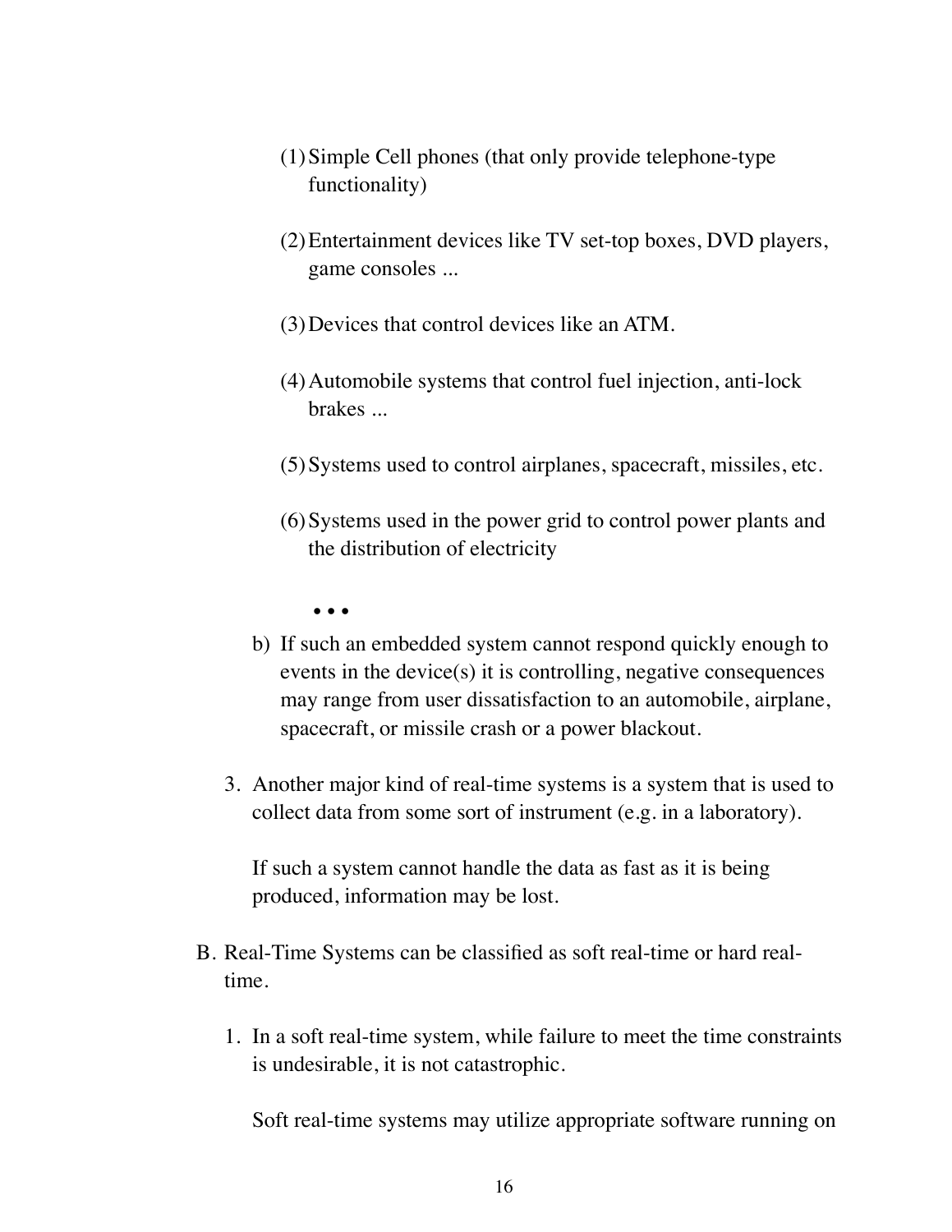(1) Simple Cell phones (that only provide telephone-type functionality)

(2) Entertainment devices like TV set-top boxes, DVD players, game consoles ...

(3) Devices that control devices like an ATM.

(4) Automobile systems that control fuel injection, anti-lock brakes ...

(5) Systems used to control airplanes, spacecraft, missiles, etc.

(6) Systems used in the power grid to control power plants and the distribution of electricity

• • •

b) If such an embedded system cannot respond quickly enough to events in the device(s) it is controlling, negative consequences may range from user dissatisfaction to an automobile, airplane, spacecraft, or missile crash or a power blackout.

3. Another major kind of real-time systems is a system that is used to collect data from some sort of instrument (e.g. in a laboratory).

   If such a system cannot handle the data as fast as it is being produced, information may be lost.

B. Real-Time Systems can be classified as soft real-time or hard real-time.

   1. In a soft real-time system, while failure to meet the time constraints is undesirable, it is not catastrophic.

      Soft real-time systems may utilize appropriate software running on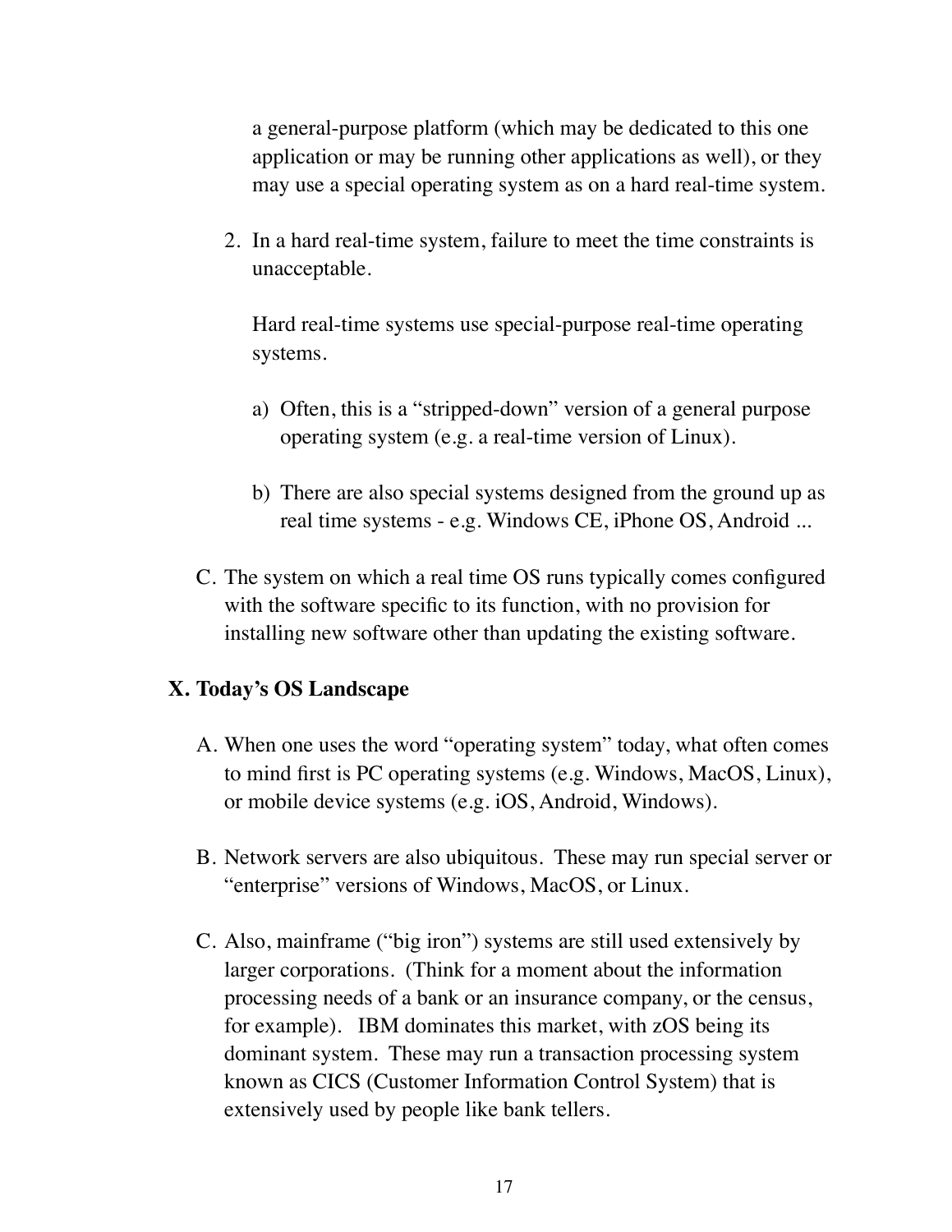a general-purpose platform (which may be dedicated to this one application or may be running other applications as well), or they may use a special operating system as on a hard real-time system.

2. In a hard real-time system, failure to meet the time constraints is unacceptable.

   Hard real-time systems use special-purpose real-time operating systems.

   a) Often, this is a “stripped-down” version of a general purpose operating system (e.g. a real-time version of Linux).

   b) There are also special systems designed from the ground up as real time systems - e.g. Windows CE, iPhone OS, Android ...

C. The system on which a real time OS runs typically comes configured with the software specific to its function, with no provision for installing new software other than updating the existing software.

## X. Today’s OS Landscape

A. When one uses the word “operating system” today, what often comes to mind first is PC operating systems (e.g. Windows, MacOS, Linux), or mobile device systems (e.g. iOS, Android, Windows).

B. Network servers are also ubiquitous. These may run special server or “enterprise” versions of Windows, MacOS, or Linux.

C. Also, mainframe (“big iron”) systems are still used extensively by larger corporations. (Think for a moment about the information processing needs of a bank or an insurance company, or the census, for example). IBM dominates this market, with zOS being its dominant system. These may run a transaction processing system known as CICS (Customer Information Control System) that is extensively used by people like bank tellers.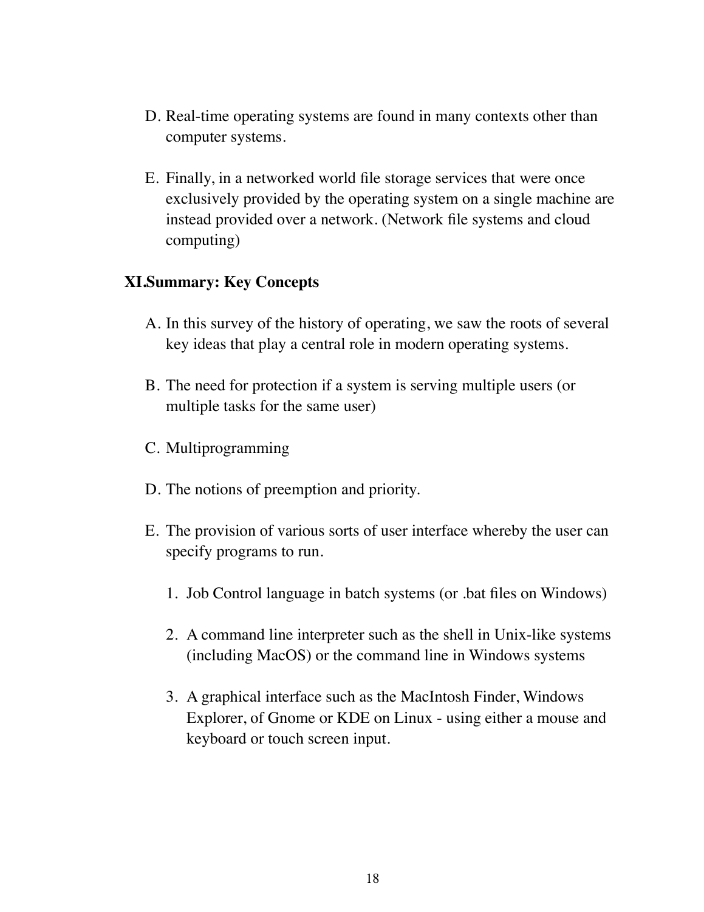D. Real-time operating systems are found in many contexts other than computer systems.

E. Finally, in a networked world file storage services that were once exclusively provided by the operating system on a single machine are instead provided over a network. (Network file systems and cloud computing)

## XI. Summary: Key Concepts

A. In this survey of the history of operating, we saw the roots of several key ideas that play a central role in modern operating systems.

B. The need for protection if a system is serving multiple users (or multiple tasks for the same user)

C. Multiprogramming

D. The notions of preemption and priority.

E. The provision of various sorts of user interface whereby the user can specify programs to run.

1. Job Control language in batch systems (or .bat files on Windows)

2. A command line interpreter such as the shell in Unix-like systems (including MacOS) or the command line in Windows systems

3. A graphical interface such as the MacIntosh Finder, Windows Explorer, of Gnome or KDE on Linux - using either a mouse and keyboard or touch screen input.